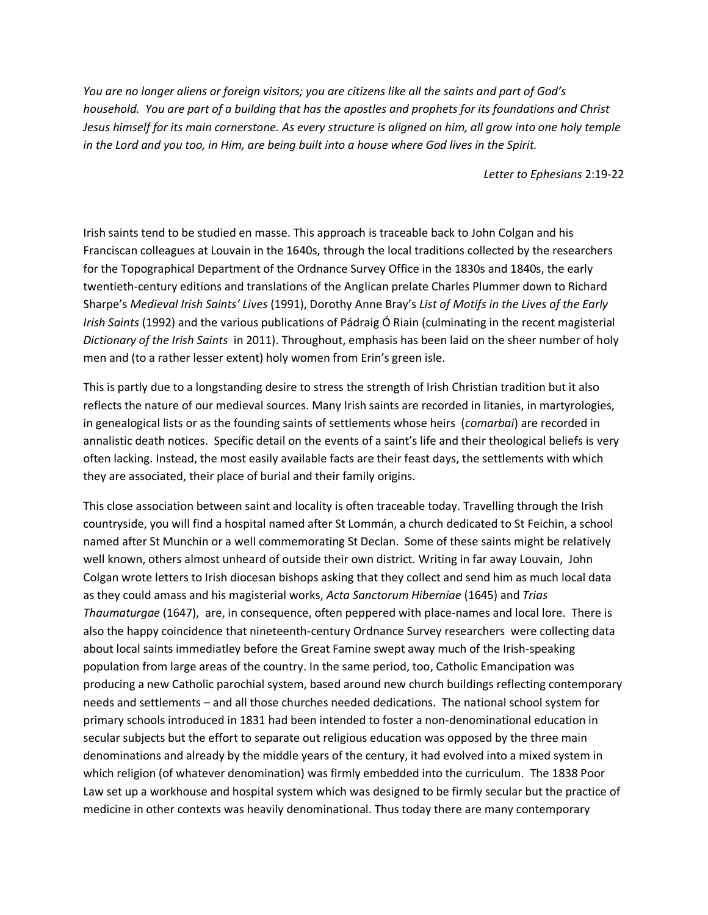*You are no longer aliens or foreign visitors; you are citizens like all the saints and part of God's household. You are part of a building that has the apostles and prophets for its foundations and Christ Jesus himself for its main cornerstone. As every structure is aligned on him, all grow into one holy temple in the Lord and you too, in Him, are being built into a house where God lives in the Spirit.*

*Letter to Ephesians* 2:19-22

Irish saints tend to be studied en masse. This approach is traceable back to John Colgan and his Franciscan colleagues at Louvain in the 1640s, through the local traditions collected by the researchers for the Topographical Department of the Ordnance Survey Office in the 1830s and 1840s, the early twentieth-century editions and translations of the Anglican prelate Charles Plummer down to Richard Sharpe's *Medieval Irish Saints' Lives* (1991), Dorothy Anne Bray's *List of Motifs in the Lives of the Early Irish Saints* (1992) and the various publications of Pádraig Ó Riain (culminating in the recent magisterial *Dictionary of the Irish Saints* in 2011). Throughout, emphasis has been laid on the sheer number of holy men and (to a rather lesser extent) holy women from Erin's green isle.

This is partly due to a longstanding desire to stress the strength of Irish Christian tradition but it also reflects the nature of our medieval sources. Many Irish saints are recorded in litanies, in martyrologies, in genealogical lists or as the founding saints of settlements whose heirs (*comarbai*) are recorded in annalistic death notices. Specific detail on the events of a saint's life and their theological beliefs is very often lacking. Instead, the most easily available facts are their feast days, the settlements with which they are associated, their place of burial and their family origins.

This close association between saint and locality is often traceable today. Travelling through the Irish countryside, you will find a hospital named after St Lommán, a church dedicated to St Feichin, a school named after St Munchin or a well commemorating St Declan. Some of these saints might be relatively well known, others almost unheard of outside their own district. Writing in far away Louvain, John Colgan wrote letters to Irish diocesan bishops asking that they collect and send him as much local data as they could amass and his magisterial works, *Acta Sanctorum Hiberniae* (1645) and *Trias Thaumaturgae* (1647), are, in consequence, often peppered with place-names and local lore. There is also the happy coincidence that nineteenth-century Ordnance Survey researchers were collecting data about local saints immediatley before the Great Famine swept away much of the Irish-speaking population from large areas of the country. In the same period, too, Catholic Emancipation was producing a new Catholic parochial system, based around new church buildings reflecting contemporary needs and settlements – and all those churches needed dedications. The national school system for primary schools introduced in 1831 had been intended to foster a non-denominational education in secular subjects but the effort to separate out religious education was opposed by the three main denominations and already by the middle years of the century, it had evolved into a mixed system in which religion (of whatever denomination) was firmly embedded into the curriculum. The 1838 Poor Law set up a workhouse and hospital system which was designed to be firmly secular but the practice of medicine in other contexts was heavily denominational. Thus today there are many contemporary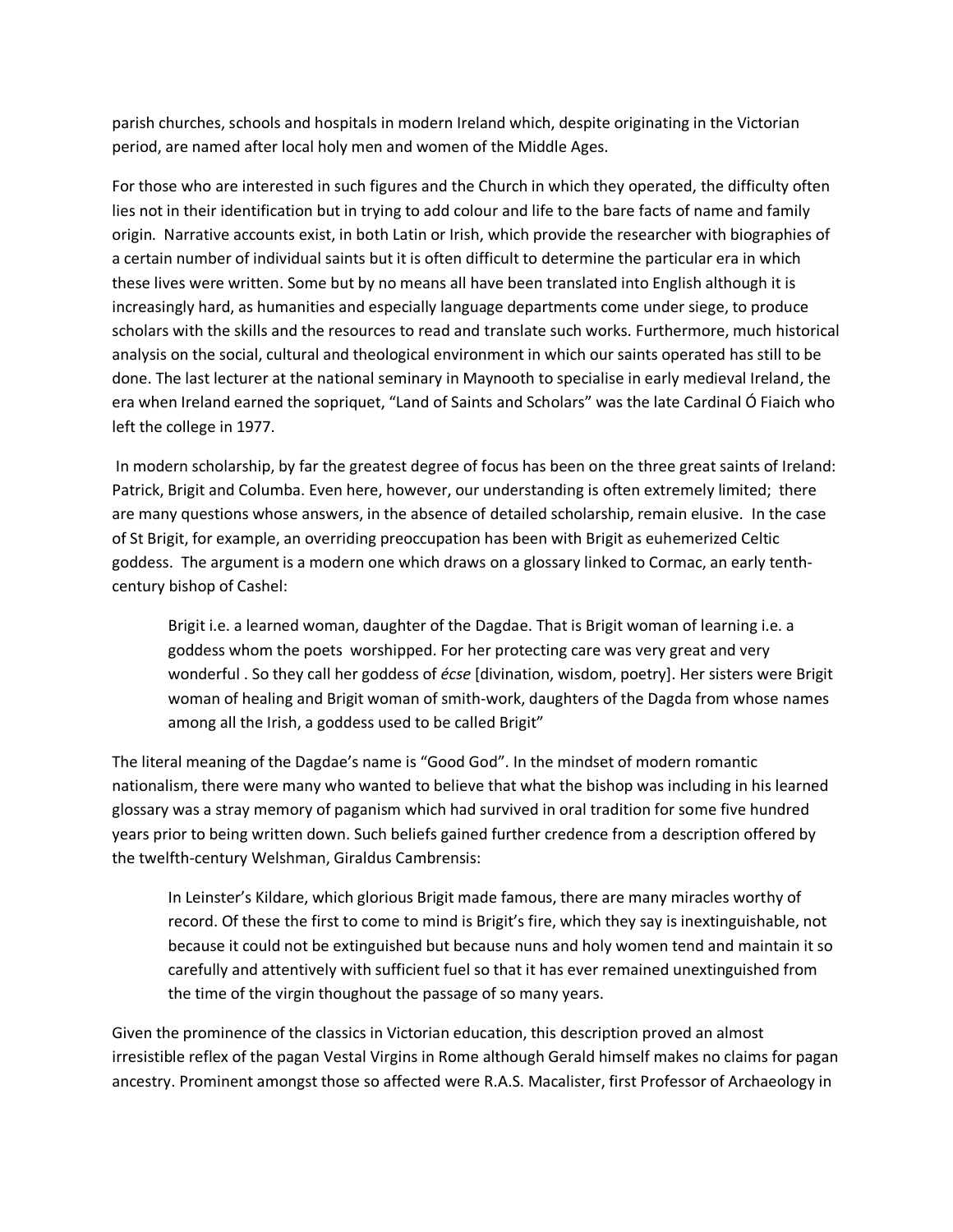parish churches, schools and hospitals in modern Ireland which, despite originating in the Victorian period, are named after local holy men and women of the Middle Ages.

For those who are interested in such figures and the Church in which they operated, the difficulty often lies not in their identification but in trying to add colour and life to the bare facts of name and family origin. Narrative accounts exist, in both Latin or Irish, which provide the researcher with biographies of a certain number of individual saints but it is often difficult to determine the particular era in which these lives were written. Some but by no means all have been translated into English although it is increasingly hard, as humanities and especially language departments come under siege, to produce scholars with the skills and the resources to read and translate such works. Furthermore, much historical analysis on the social, cultural and theological environment in which our saints operated has still to be done. The last lecturer at the national seminary in Maynooth to specialise in early medieval Ireland, the era when Ireland earned the sopriquet, "Land of Saints and Scholars" was the late Cardinal Ó Fiaich who left the college in 1977.

In modern scholarship, by far the greatest degree of focus has been on the three great saints of Ireland: Patrick, Brigit and Columba. Even here, however, our understanding is often extremely limited; there are many questions whose answers, in the absence of detailed scholarship, remain elusive. In the case of St Brigit, for example, an overriding preoccupation has been with Brigit as euhemerized Celtic goddess. The argument is a modern one which draws on a glossary linked to Cormac, an early tenth-century bishop of Cashel:

> Brigit i.e. a learned woman, daughter of the Dagdae. That is Brigit woman of learning i.e. a goddess whom the poets worshipped. For her protecting care was very great and very wonderful . So they call her goddess of *écse* [divination, wisdom, poetry]. Her sisters were Brigit woman of healing and Brigit woman of smith-work, daughters of the Dagda from whose names among all the Irish, a goddess used to be called Brigit"

The literal meaning of the Dagdae's name is "Good God". In the mindset of modern romantic nationalism, there were many who wanted to believe that what the bishop was including in his learned glossary was a stray memory of paganism which had survived in oral tradition for some five hundred years prior to being written down. Such beliefs gained further credence from a description offered by the twelfth-century Welshman, Giraldus Cambrensis:

> In Leinster's Kildare, which glorious Brigit made famous, there are many miracles worthy of record. Of these the first to come to mind is Brigit's fire, which they say is inextinguishable, not because it could not be extinguished but because nuns and holy women tend and maintain it so carefully and attentively with sufficient fuel so that it has ever remained unextinguished from the time of the virgin thoughout the passage of so many years.

Given the prominence of the classics in Victorian education, this description proved an almost irresistible reflex of the pagan Vestal Virgins in Rome although Gerald himself makes no claims for pagan ancestry. Prominent amongst those so affected were R.A.S. Macalister, first Professor of Archaeology in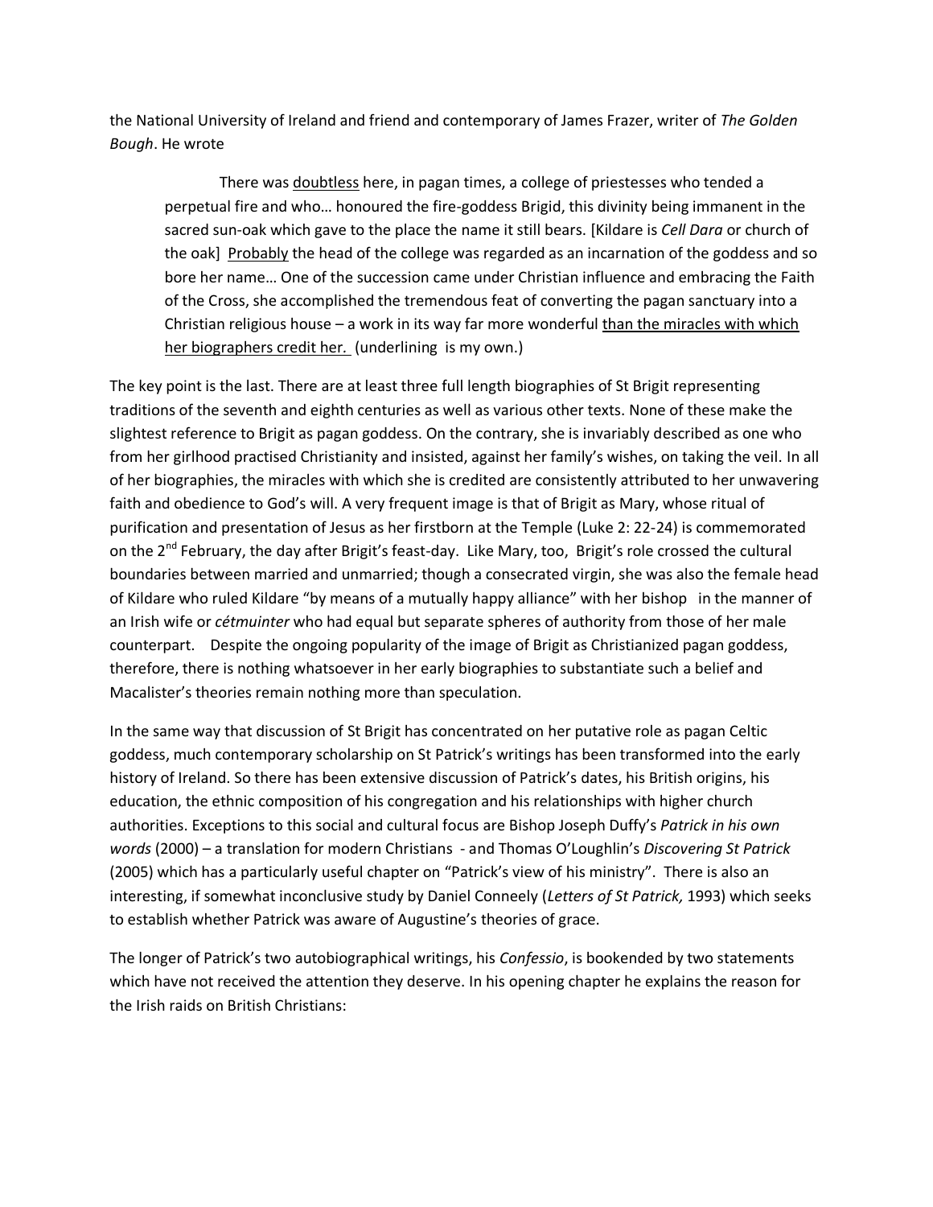the National University of Ireland and friend and contemporary of James Frazer, writer of *The Golden Bough*. He wrote

> There was <u>doubtless</u> here, in pagan times, a college of priestesses who tended a perpetual fire and who… honoured the fire-goddess Brigid, this divinity being immanent in the sacred sun-oak which gave to the place the name it still bears. [Kildare is *Cell Dara* or church of the oak] <u>Probably</u> the head of the college was regarded as an incarnation of the goddess and so bore her name… One of the succession came under Christian influence and embracing the Faith of the Cross, she accomplished the tremendous feat of converting the pagan sanctuary into a Christian religious house – a work in its way far more wonderful <u>than the miracles with which her biographers credit her.</u> (underlining is my own.)

The key point is the last. There are at least three full length biographies of St Brigit representing traditions of the seventh and eighth centuries as well as various other texts. None of these make the slightest reference to Brigit as pagan goddess. On the contrary, she is invariably described as one who from her girlhood practised Christianity and insisted, against her family's wishes, on taking the veil. In all of her biographies, the miracles with which she is credited are consistently attributed to her unwavering faith and obedience to God's will. A very frequent image is that of Brigit as Mary, whose ritual of purification and presentation of Jesus as her firstborn at the Temple (Luke 2: 22-24) is commemorated on the 2nd February, the day after Brigit's feast-day. Like Mary, too, Brigit's role crossed the cultural boundaries between married and unmarried; though a consecrated virgin, she was also the female head of Kildare who ruled Kildare "by means of a mutually happy alliance" with her bishop in the manner of an Irish wife or *cétmuinter* who had equal but separate spheres of authority from those of her male counterpart. Despite the ongoing popularity of the image of Brigit as Christianized pagan goddess, therefore, there is nothing whatsoever in her early biographies to substantiate such a belief and Macalister's theories remain nothing more than speculation.

In the same way that discussion of St Brigit has concentrated on her putative role as pagan Celtic goddess, much contemporary scholarship on St Patrick's writings has been transformed into the early history of Ireland. So there has been extensive discussion of Patrick's dates, his British origins, his education, the ethnic composition of his congregation and his relationships with higher church authorities. Exceptions to this social and cultural focus are Bishop Joseph Duffy's *Patrick in his own words* (2000) – a translation for modern Christians - and Thomas O'Loughlin's *Discovering St Patrick* (2005) which has a particularly useful chapter on "Patrick's view of his ministry". There is also an interesting, if somewhat inconclusive study by Daniel Conneely (*Letters of St Patrick,* 1993) which seeks to establish whether Patrick was aware of Augustine's theories of grace.

The longer of Patrick's two autobiographical writings, his *Confessio*, is bookended by two statements which have not received the attention they deserve. In his opening chapter he explains the reason for the Irish raids on British Christians: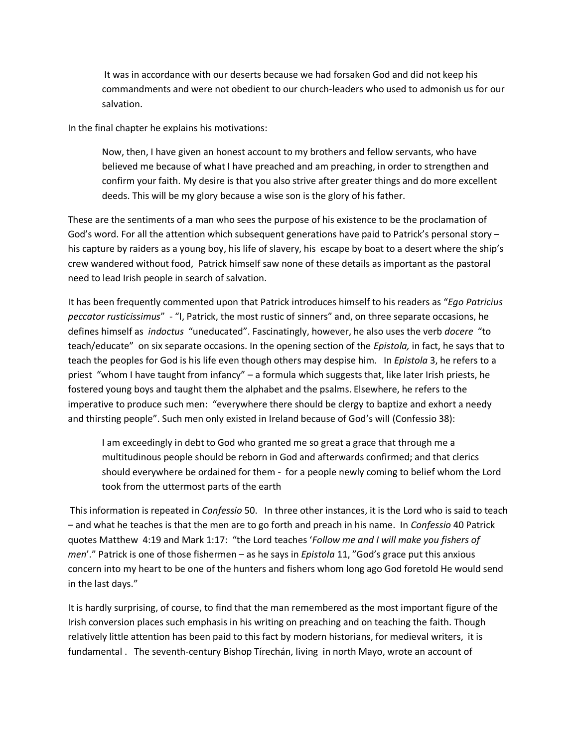> It was in accordance with our deserts because we had forsaken God and did not keep his commandments and were not obedient to our church-leaders who used to admonish us for our salvation.

In the final chapter he explains his motivations:

> Now, then, I have given an honest account to my brothers and fellow servants, who have believed me because of what I have preached and am preaching, in order to strengthen and confirm your faith. My desire is that you also strive after greater things and do more excellent deeds. This will be my glory because a wise son is the glory of his father.

These are the sentiments of a man who sees the purpose of his existence to be the proclamation of God's word. For all the attention which subsequent generations have paid to Patrick's personal story – his capture by raiders as a young boy, his life of slavery, his escape by boat to a desert where the ship's crew wandered without food, Patrick himself saw none of these details as important as the pastoral need to lead Irish people in search of salvation.

It has been frequently commented upon that Patrick introduces himself to his readers as "*Ego Patricius peccator rusticissimus*" - "I, Patrick, the most rustic of sinners" and, on three separate occasions, he defines himself as *indoctus* "uneducated". Fascinatingly, however, he also uses the verb *docere* "to teach/educate" on six separate occasions. In the opening section of the *Epistola,* in fact, he says that to teach the peoples for God is his life even though others may despise him. In *Epistola* 3, he refers to a priest "whom I have taught from infancy" – a formula which suggests that, like later Irish priests, he fostered young boys and taught them the alphabet and the psalms. Elsewhere, he refers to the imperative to produce such men: "everywhere there should be clergy to baptize and exhort a needy and thirsting people". Such men only existed in Ireland because of God's will (Confessio 38):

> I am exceedingly in debt to God who granted me so great a grace that through me a multitudinous people should be reborn in God and afterwards confirmed; and that clerics should everywhere be ordained for them - for a people newly coming to belief whom the Lord took from the uttermost parts of the earth

This information is repeated in *Confessio* 50. In three other instances, it is the Lord who is said to teach – and what he teaches is that the men are to go forth and preach in his name. In *Confessio* 40 Patrick quotes Matthew 4:19 and Mark 1:17: "the Lord teaches '*Follow me and I will make you fishers of men*'." Patrick is one of those fishermen – as he says in *Epistola* 11, "God's grace put this anxious concern into my heart to be one of the hunters and fishers whom long ago God foretold He would send in the last days."

It is hardly surprising, of course, to find that the man remembered as the most important figure of the Irish conversion places such emphasis in his writing on preaching and on teaching the faith. Though relatively little attention has been paid to this fact by modern historians, for medieval writers, it is fundamental . The seventh-century Bishop Tírechán, living in north Mayo, wrote an account of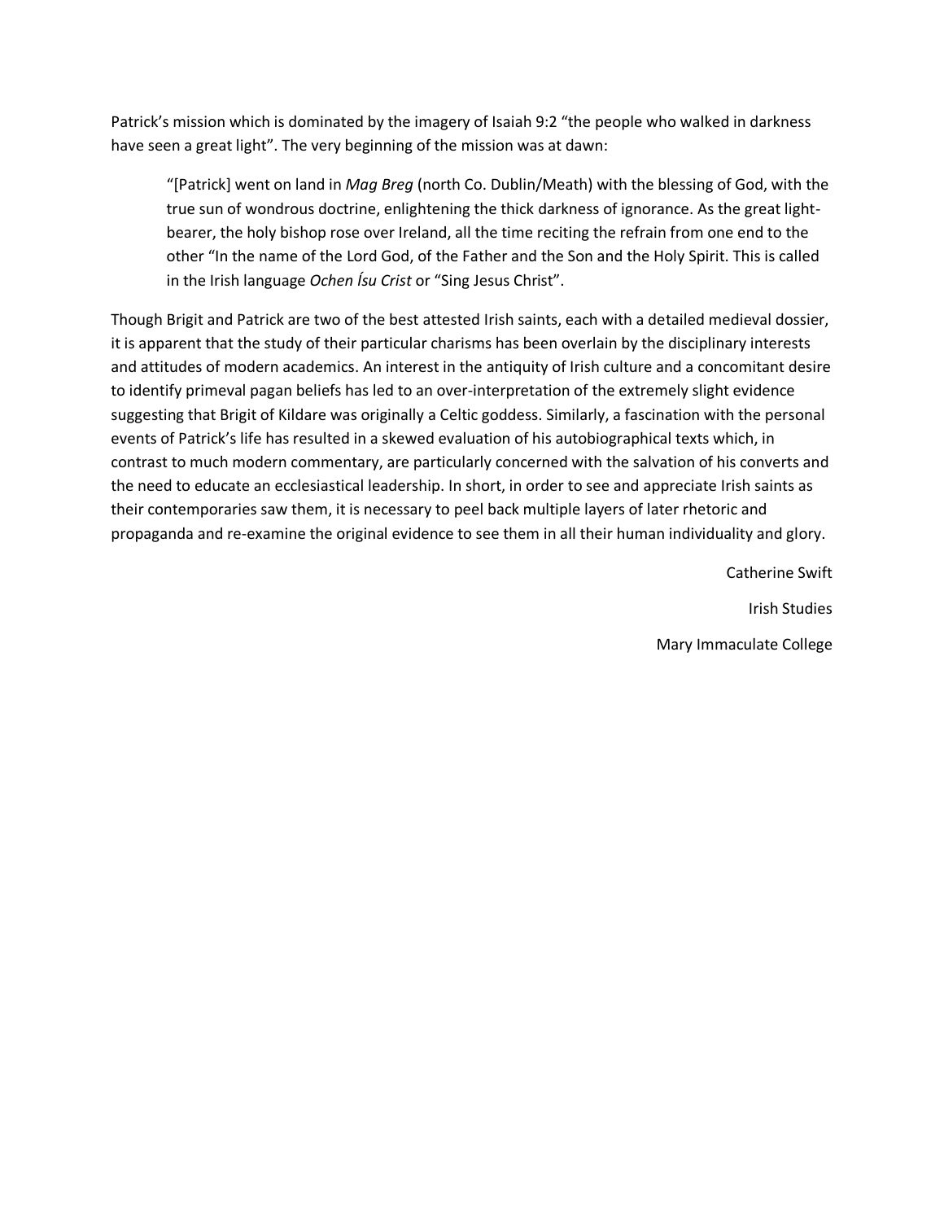Patrick's mission which is dominated by the imagery of Isaiah 9:2 "the people who walked in darkness have seen a great light". The very beginning of the mission was at dawn:

> "[Patrick] went on land in *Mag Breg* (north Co. Dublin/Meath) with the blessing of God, with the true sun of wondrous doctrine, enlightening the thick darkness of ignorance. As the great light-bearer, the holy bishop rose over Ireland, all the time reciting the refrain from one end to the other "In the name of the Lord God, of the Father and the Son and the Holy Spirit. This is called in the Irish language *Ochen Ísu Crist* or "Sing Jesus Christ".

Though Brigit and Patrick are two of the best attested Irish saints, each with a detailed medieval dossier, it is apparent that the study of their particular charisms has been overlain by the disciplinary interests and attitudes of modern academics. An interest in the antiquity of Irish culture and a concomitant desire to identify primeval pagan beliefs has led to an over-interpretation of the extremely slight evidence suggesting that Brigit of Kildare was originally a Celtic goddess. Similarly, a fascination with the personal events of Patrick's life has resulted in a skewed evaluation of his autobiographical texts which, in contrast to much modern commentary, are particularly concerned with the salvation of his converts and the need to educate an ecclesiastical leadership. In short, in order to see and appreciate Irish saints as their contemporaries saw them, it is necessary to peel back multiple layers of later rhetoric and propaganda and re-examine the original evidence to see them in all their human individuality and glory.

Catherine Swift

Irish Studies

Mary Immaculate College